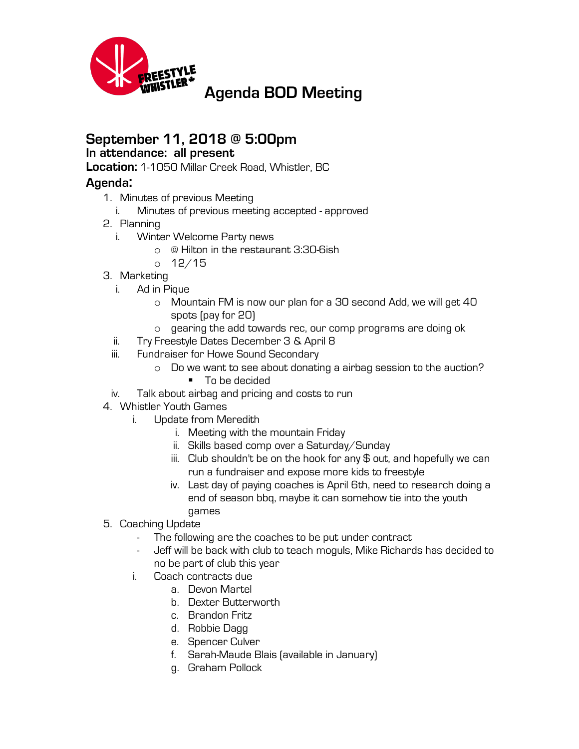# Agenda BOD Meeting

## September 11, 2018 @ 5:00pm

**In attendance: all present**

**Location:** 1-1050 Millar Creek Road, Whistler, BC

### Agenda:

1. Minutes of previous Meeting
   i. Minutes of previous meeting accepted - approved
2. Planning
   i. Winter Welcome Party news
      - @ Hilton in the restaurant 3:30-6ish
      - 12/15
3. Marketing
   i. Ad in Pique
      - Mountain FM is now our plan for a 30 second Add, we will get 40 spots (pay for 20)
      - gearing the add towards rec, our comp programs are doing ok

   ii. Try Freestyle Dates December 3 & April 8

   iii. Fundraiser for Howe Sound Secondary
      - Do we want to see about donating a airbag session to the auction?
         - To be decided

   iv. Talk about airbag and pricing and costs to run
4. Whistler Youth Games
   i. Update from Meredith
      i. Meeting with the mountain Friday
      ii. Skills based comp over a Saturday/Sunday
      iii. Club shouldn't be on the hook for any $ out, and hopefully we can run a fundraiser and expose more kids to freestyle
      iv. Last day of paying coaches is April 6th, need to research doing a end of season bbq, maybe it can somehow tie into the youth games
5. Coaching Update
   - The following are the coaches to be put under contract
   - Jeff will be back with club to teach moguls, Mike Richards has decided to no be part of club this year

   i. Coach contracts due
      a. Devon Martel
      b. Dexter Butterworth
      c. Brandon Fritz
      d. Robbie Dagg
      e. Spencer Culver
      f. Sarah-Maude Blais (available in January)
      g. Graham Pollock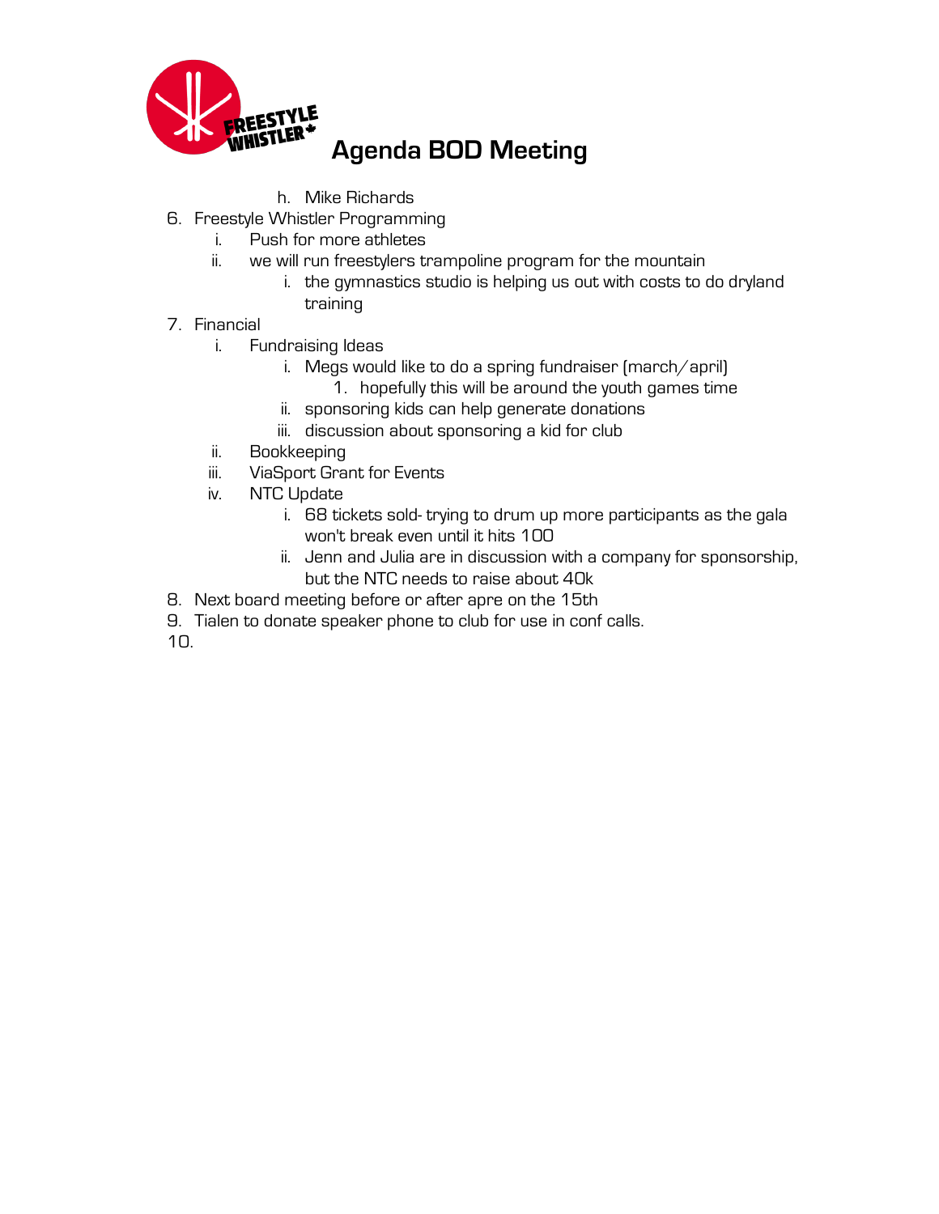# Agenda BOD Meeting

h. Mike Richards

6. Freestyle Whistler Programming
   i. Push for more athletes
   ii. we will run freestylers trampoline program for the mountain
      i. the gymnastics studio is helping us out with costs to do dryland training
7. Financial
   i. Fundraising Ideas
      i. Megs would like to do a spring fundraiser (march/april)
         1. hopefully this will be around the youth games time
      ii. sponsoring kids can help generate donations
      iii. discussion about sponsoring a kid for club
   ii. Bookkeeping
   iii. ViaSport Grant for Events
   iv. NTC Update
      i. 68 tickets sold- trying to drum up more participants as the gala won't break even until it hits 100
      ii. Jenn and Julia are in discussion with a company for sponsorship, but the NTC needs to raise about 40k
8. Next board meeting before or after apre on the 15th
9. Tialen to donate speaker phone to club for use in conf calls.
10.